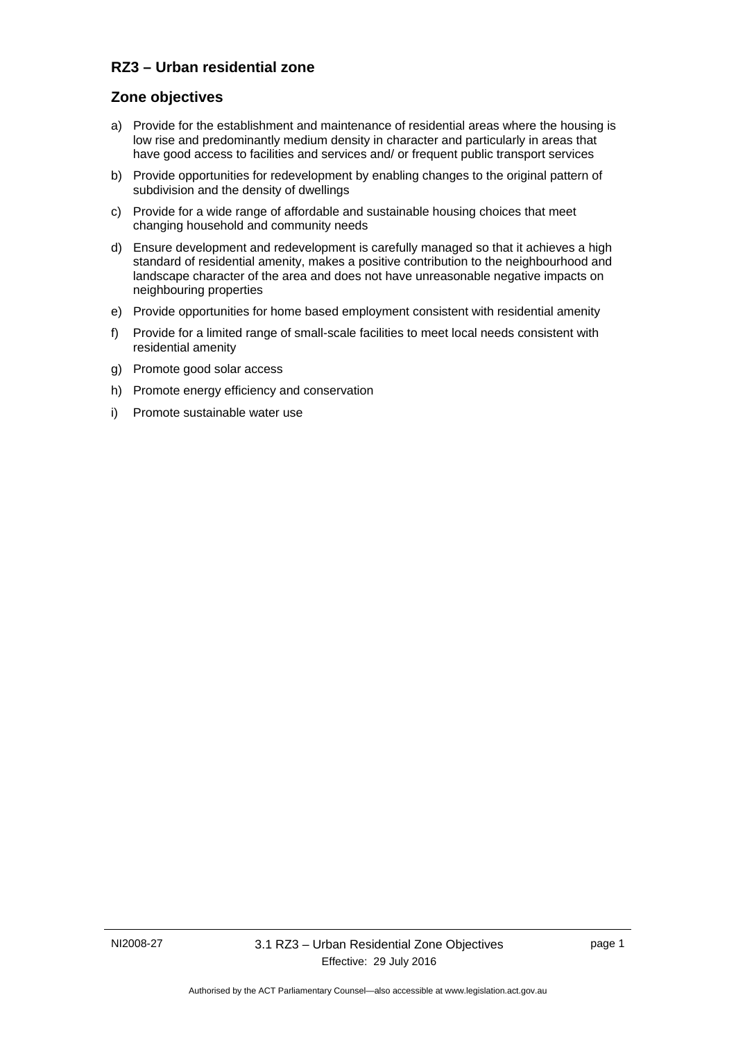## RZ3 – Urban residential zone

## Zone objectives

a) Provide for the establishment and maintenance of residential areas where the housing is low rise and predominantly medium density in character and particularly in areas that have good access to facilities and services and/ or frequent public transport services

b) Provide opportunities for redevelopment by enabling changes to the original pattern of subdivision and the density of dwellings

c) Provide for a wide range of affordable and sustainable housing choices that meet changing household and community needs

d) Ensure development and redevelopment is carefully managed so that it achieves a high standard of residential amenity, makes a positive contribution to the neighbourhood and landscape character of the area and does not have unreasonable negative impacts on neighbouring properties

e) Provide opportunities for home based employment consistent with residential amenity

f) Provide for a limited range of small-scale facilities to meet local needs consistent with residential amenity

g) Promote good solar access

h) Promote energy efficiency and conservation

i) Promote sustainable water use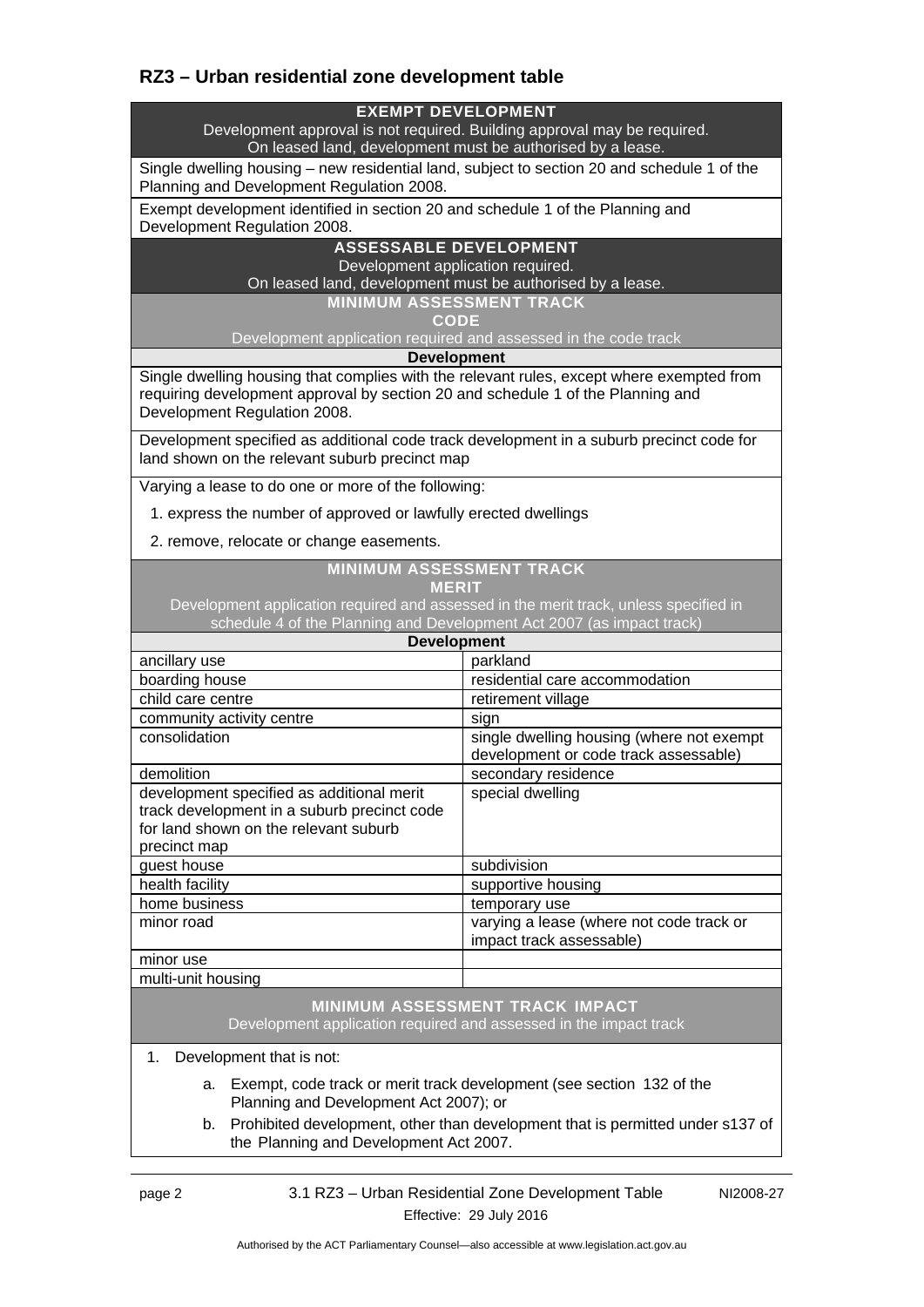## RZ3 – Urban residential zone development table

| **EXEMPT DEVELOPMENT**<br>Development approval is not required. Building approval may be required.<br>On leased land, development must be authorised by a lease. | |
|---|---|
| Single dwelling housing – new residential land, subject to section 20 and schedule 1 of the Planning and Development Regulation 2008. | |
| Exempt development identified in section 20 and schedule 1 of the Planning and Development Regulation 2008. | |
| **ASSESSABLE DEVELOPMENT**<br>Development application required.<br>On leased land, development must be authorised by a lease. | |
| **MINIMUM ASSESSMENT TRACK**<br>**CODE**<br>Development application required and assessed in the code track | |
| **Development** | |
| Single dwelling housing that complies with the relevant rules, except where exempted from requiring development approval by section 20 and schedule 1 of the Planning and Development Regulation 2008. | |
| Development specified as additional code track development in a suburb precinct code for land shown on the relevant suburb precinct map | |
| Varying a lease to do one or more of the following:<br>1. express the number of approved or lawfully erected dwellings<br>2. remove, relocate or change easements. | |
| **MINIMUM ASSESSMENT TRACK**<br>**MERIT**<br>Development application required and assessed in the merit track, unless specified in schedule 4 of the Planning and Development Act 2007 (as impact track) | |
| **Development** | |
| ancillary use | parkland |
| boarding house | residential care accommodation |
| child care centre | retirement village |
| community activity centre | sign |
| consolidation | single dwelling housing (where not exempt development or code track assessable) |
| demolition | secondary residence |
| development specified as additional merit track development in a suburb precinct code for land shown on the relevant suburb precinct map | special dwelling |
| guest house | subdivision |
| health facility | supportive housing |
| home business | temporary use |
| minor road | varying a lease (where not code track or impact track assessable) |
| minor use | |
| multi-unit housing | |
| **MINIMUM ASSESSMENT TRACK IMPACT**<br>Development application required and assessed in the impact track | |
| 1. Development that is not:<br>a. Exempt, code track or merit track development (see section 132 of the Planning and Development Act 2007); or<br>b. Prohibited development, other than development that is permitted under s137 of the Planning and Development Act 2007. | |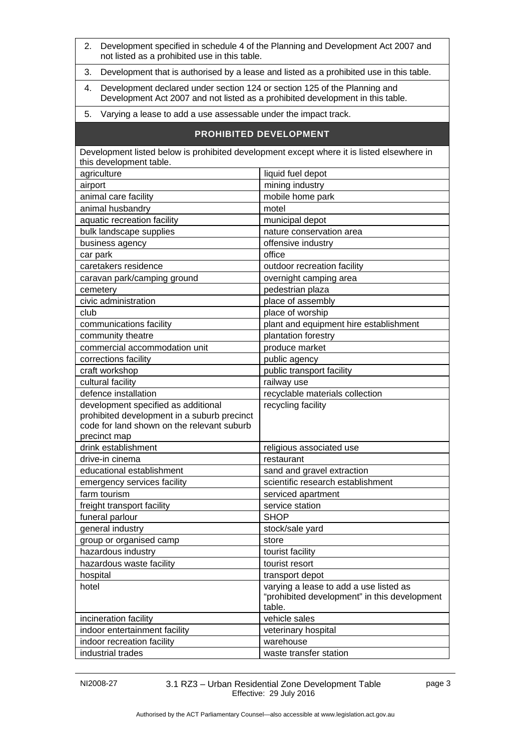| |
|---|
| 2. Development specified in schedule 4 of the Planning and Development Act 2007 and not listed as a prohibited use in this table. |
| 3. Development that is authorised by a lease and listed as a prohibited use in this table. |
| 4. Development declared under section 124 or section 125 of the Planning and Development Act 2007 and not listed as a prohibited development in this table. |
| 5. Varying a lease to add a use assessable under the impact track. |

## PROHIBITED DEVELOPMENT

Development listed below is prohibited development except where it is listed elsewhere in this development table.

| | |
|---|---|
| agriculture | liquid fuel depot |
| airport | mining industry |
| animal care facility | mobile home park |
| animal husbandry | motel |
| aquatic recreation facility | municipal depot |
| bulk landscape supplies | nature conservation area |
| business agency | offensive industry |
| car park | office |
| caretakers residence | outdoor recreation facility |
| caravan park/camping ground | overnight camping area |
| cemetery | pedestrian plaza |
| civic administration | place of assembly |
| club | place of worship |
| communications facility | plant and equipment hire establishment |
| community theatre | plantation forestry |
| commercial accommodation unit | produce market |
| corrections facility | public agency |
| craft workshop | public transport facility |
| cultural facility | railway use |
| defence installation | recyclable materials collection |
| development specified as additional prohibited development in a suburb precinct code for land shown on the relevant suburb precinct map | recycling facility |
| drink establishment | religious associated use |
| drive-in cinema | restaurant |
| educational establishment | sand and gravel extraction |
| emergency services facility | scientific research establishment |
| farm tourism | serviced apartment |
| freight transport facility | service station |
| funeral parlour | SHOP |
| general industry | stock/sale yard |
| group or organised camp | store |
| hazardous industry | tourist facility |
| hazardous waste facility | tourist resort |
| hospital | transport depot |
| hotel | varying a lease to add a use listed as "prohibited development" in this development table. |
| incineration facility | vehicle sales |
| indoor entertainment facility | veterinary hospital |
| indoor recreation facility | warehouse |
| industrial trades | waste transfer station |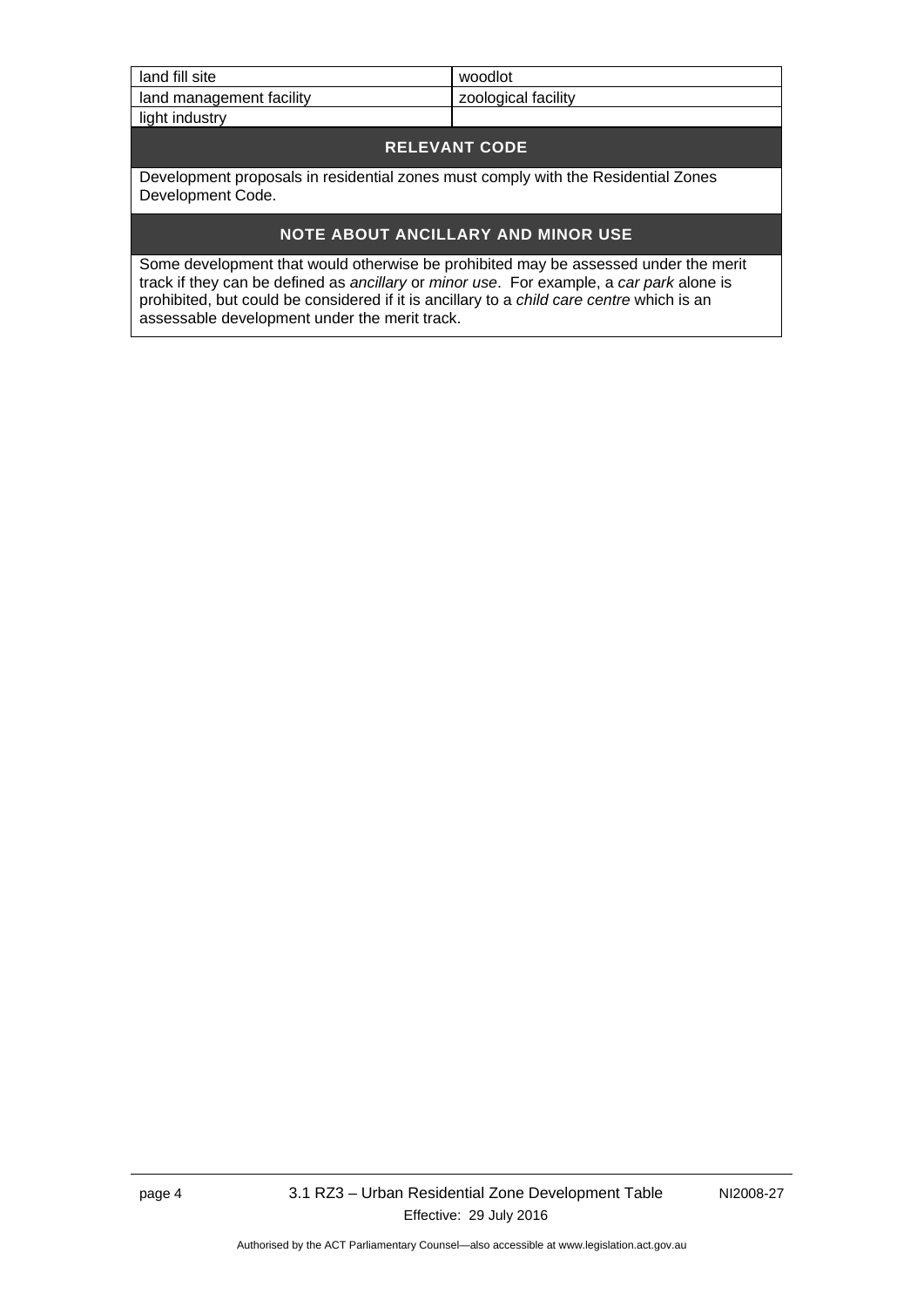| | |
|---|---|
| land fill site | woodlot |
| land management facility | zoological facility |
| light industry | |

## RELEVANT CODE

Development proposals in residential zones must comply with the Residential Zones Development Code.

## NOTE ABOUT ANCILLARY AND MINOR USE

Some development that would otherwise be prohibited may be assessed under the merit track if they can be defined as *ancillary* or *minor use*. For example, a *car park* alone is prohibited, but could be considered if it is ancillary to a *child care centre* which is an assessable development under the merit track.